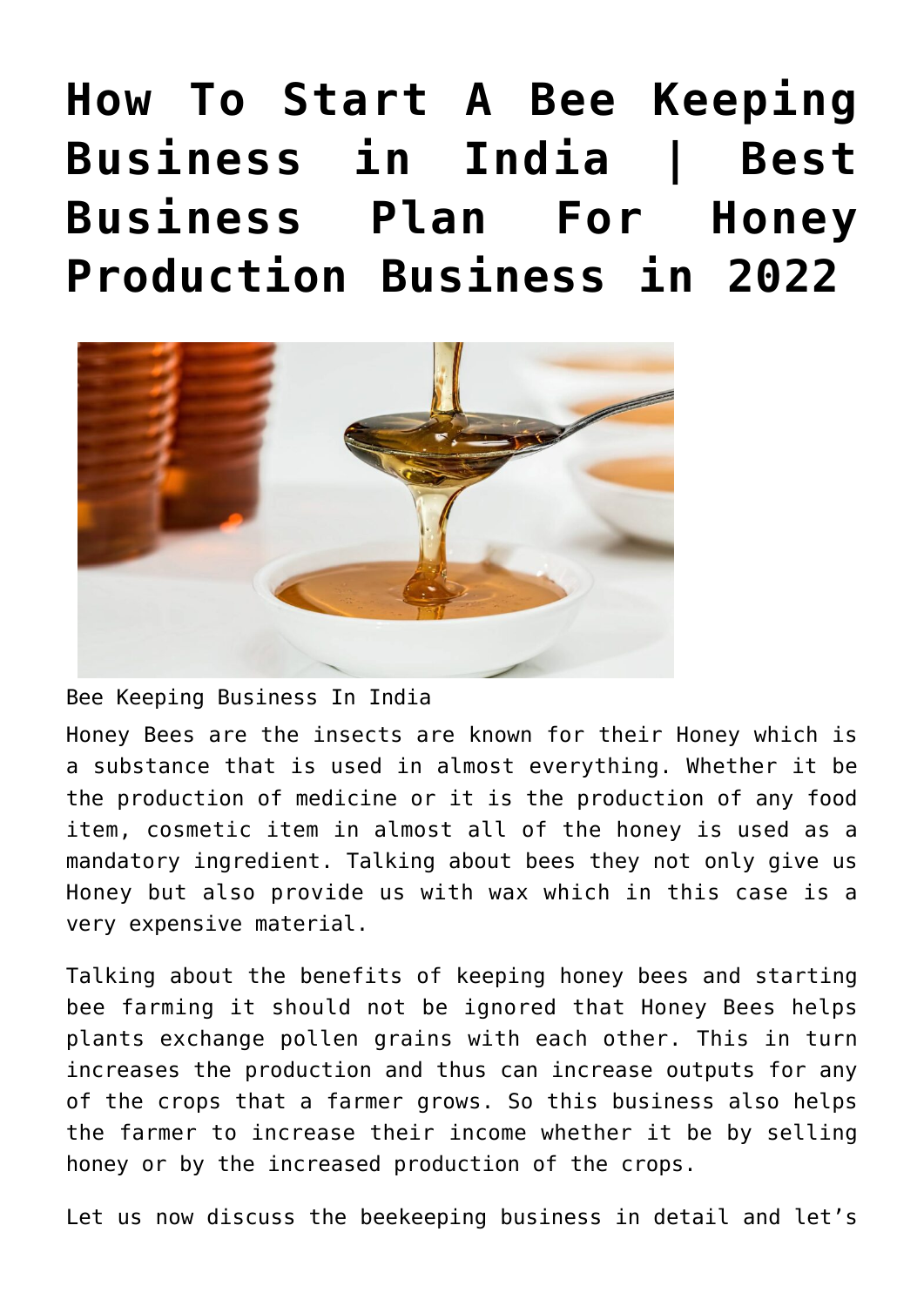# How To Start A Bee Keeping Business in India | Best Business Plan For Honey Production Business in 2022

Bee Keeping Business In India

Honey Bees are the insects are known for their Honey which is a substance that is used in almost everything. Whether it be the production of medicine or it is the production of any food item, cosmetic item in almost all of the honey is used as a mandatory ingredient. Talking about bees they not only give us Honey but also provide us with wax which in this case is a very expensive material.

Talking about the benefits of keeping honey bees and starting bee farming it should not be ignored that Honey Bees helps plants exchange pollen grains with each other. This in turn increases the production and thus can increase outputs for any of the crops that a farmer grows. So this business also helps the farmer to increase their income whether it be by selling honey or by the increased production of the crops.

Let us now discuss the beekeeping business in detail and let's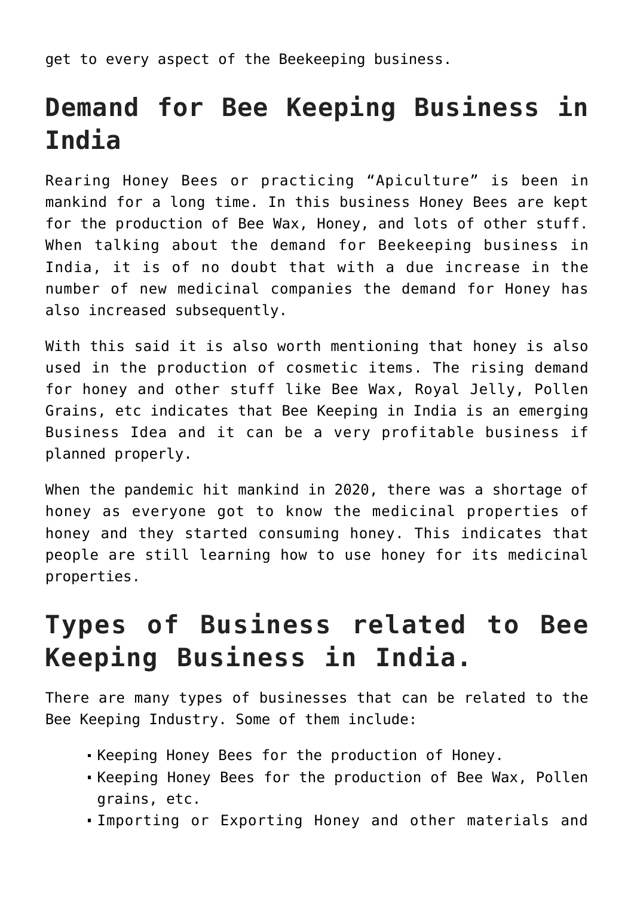get to every aspect of the Beekeeping business.

## Demand for Bee Keeping Business in India

Rearing Honey Bees or practicing "Apiculture" is been in mankind for a long time. In this business Honey Bees are kept for the production of Bee Wax, Honey, and lots of other stuff. When talking about the demand for Beekeeping business in India, it is of no doubt that with a due increase in the number of new medicinal companies the demand for Honey has also increased subsequently.

With this said it is also worth mentioning that honey is also used in the production of cosmetic items. The rising demand for honey and other stuff like Bee Wax, Royal Jelly, Pollen Grains, etc indicates that Bee Keeping in India is an emerging Business Idea and it can be a very profitable business if planned properly.

When the pandemic hit mankind in 2020, there was a shortage of honey as everyone got to know the medicinal properties of honey and they started consuming honey. This indicates that people are still learning how to use honey for its medicinal properties.

## Types of Business related to Bee Keeping Business in India.

There are many types of businesses that can be related to the Bee Keeping Industry. Some of them include:

- Keeping Honey Bees for the production of Honey.
- Keeping Honey Bees for the production of Bee Wax, Pollen grains, etc.
- Importing or Exporting Honey and other materials and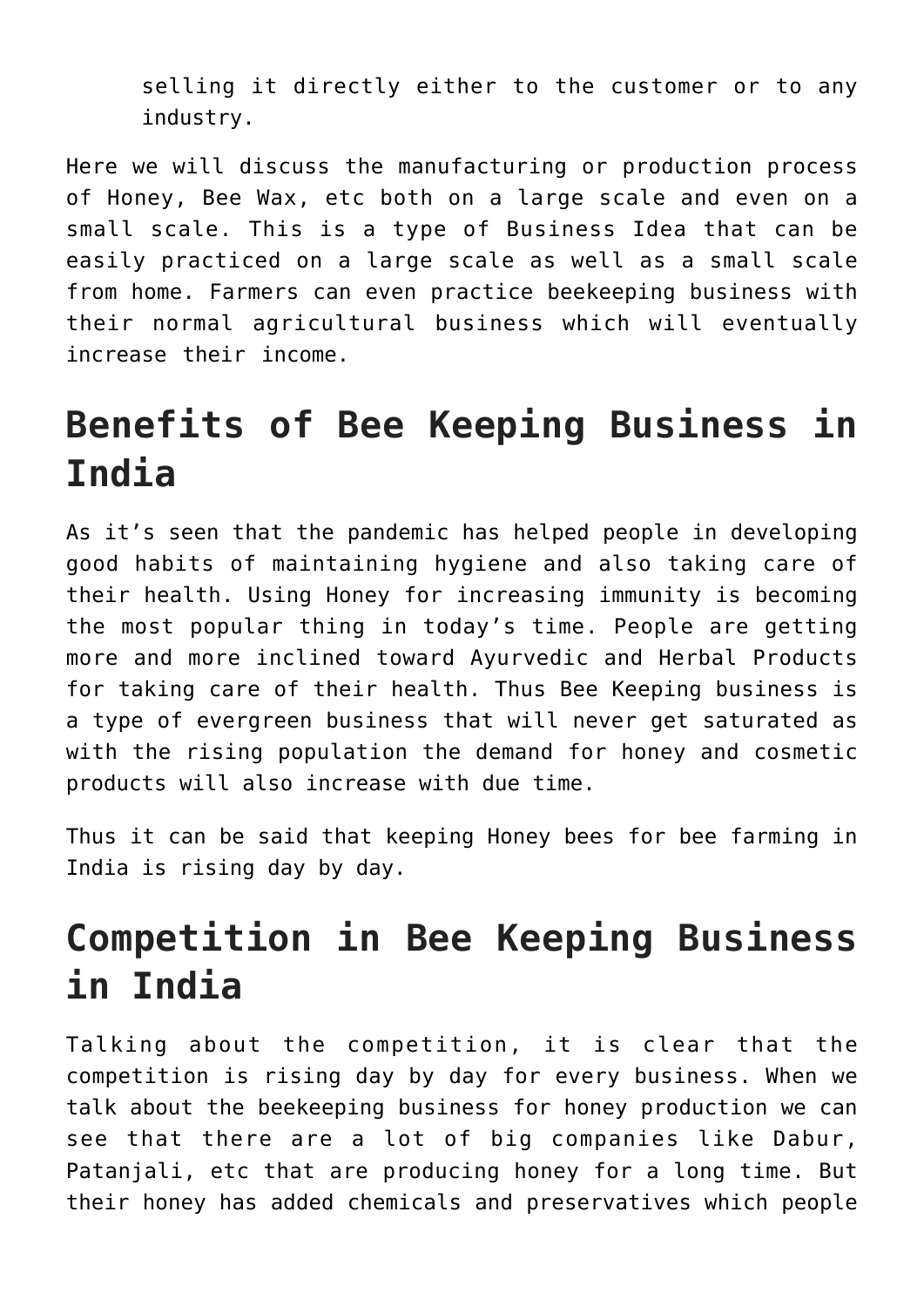selling it directly either to the customer or to any industry.

Here we will discuss the manufacturing or production process of Honey, Bee Wax, etc both on a large scale and even on a small scale. This is a type of Business Idea that can be easily practiced on a large scale as well as a small scale from home. Farmers can even practice beekeeping business with their normal agricultural business which will eventually increase their income.

## Benefits of Bee Keeping Business in India

As it's seen that the pandemic has helped people in developing good habits of maintaining hygiene and also taking care of their health. Using Honey for increasing immunity is becoming the most popular thing in today's time. People are getting more and more inclined toward Ayurvedic and Herbal Products for taking care of their health. Thus Bee Keeping business is a type of evergreen business that will never get saturated as with the rising population the demand for honey and cosmetic products will also increase with due time.

Thus it can be said that keeping Honey bees for bee farming in India is rising day by day.

## Competition in Bee Keeping Business in India

Talking about the competition, it is clear that the competition is rising day by day for every business. When we talk about the beekeeping business for honey production we can see that there are a lot of big companies like Dabur, Patanjali, etc that are producing honey for a long time. But their honey has added chemicals and preservatives which people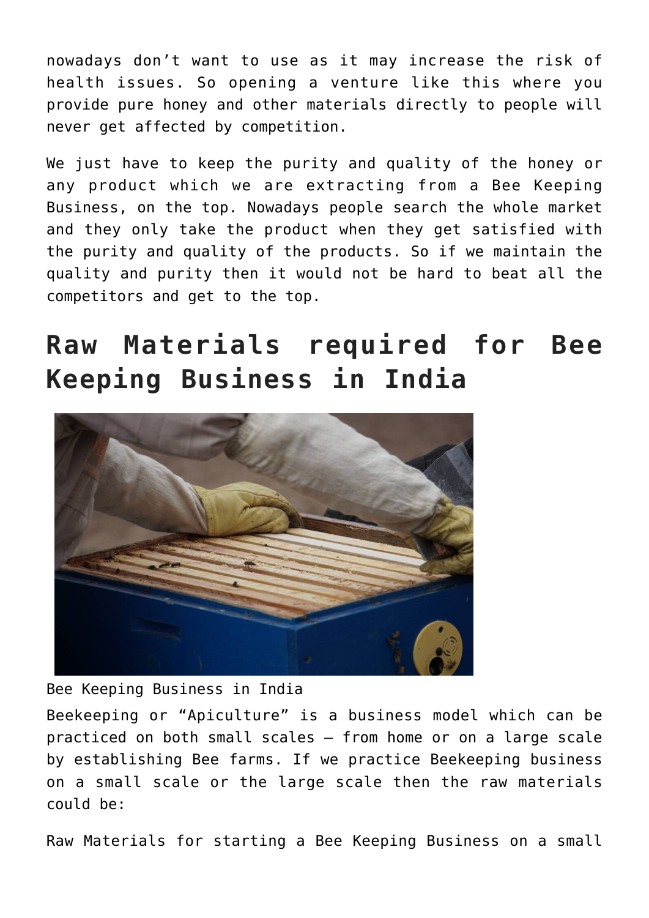nowadays don't want to use as it may increase the risk of health issues. So opening a venture like this where you provide pure honey and other materials directly to people will never get affected by competition.

We just have to keep the purity and quality of the honey or any product which we are extracting from a Bee Keeping Business, on the top. Nowadays people search the whole market and they only take the product when they get satisfied with the purity and quality of the products. So if we maintain the quality and purity then it would not be hard to beat all the competitors and get to the top.

# Raw Materials required for Bee Keeping Business in India

Bee Keeping Business in India

Beekeeping or "Apiculture" is a business model which can be practiced on both small scales – from home or on a large scale by establishing Bee farms. If we practice Beekeeping business on a small scale or the large scale then the raw materials could be:

Raw Materials for starting a Bee Keeping Business on a small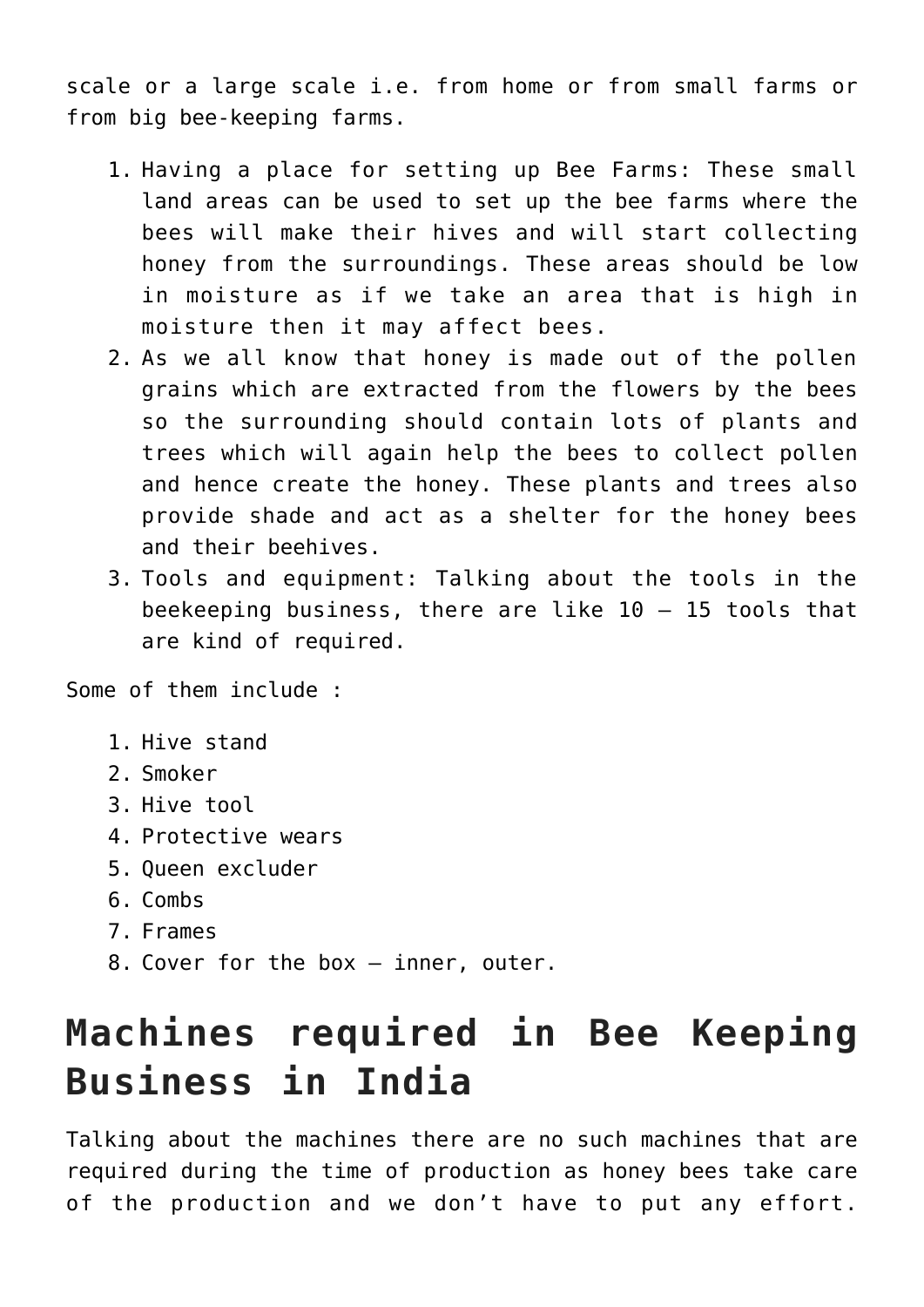scale or a large scale i.e. from home or from small farms or from big bee-keeping farms.

1. Having a place for setting up Bee Farms: These small land areas can be used to set up the bee farms where the bees will make their hives and will start collecting honey from the surroundings. These areas should be low in moisture as if we take an area that is high in moisture then it may affect bees.
2. As we all know that honey is made out of the pollen grains which are extracted from the flowers by the bees so the surrounding should contain lots of plants and trees which will again help the bees to collect pollen and hence create the honey. These plants and trees also provide shade and act as a shelter for the honey bees and their beehives.
3. Tools and equipment: Talking about the tools in the beekeeping business, there are like 10 – 15 tools that are kind of required.

Some of them include :

1. Hive stand
2. Smoker
3. Hive tool
4. Protective wears
5. Queen excluder
6. Combs
7. Frames
8. Cover for the box – inner, outer.

# Machines required in Bee Keeping Business in India

Talking about the machines there are no such machines that are required during the time of production as honey bees take care of the production and we don't have to put any effort.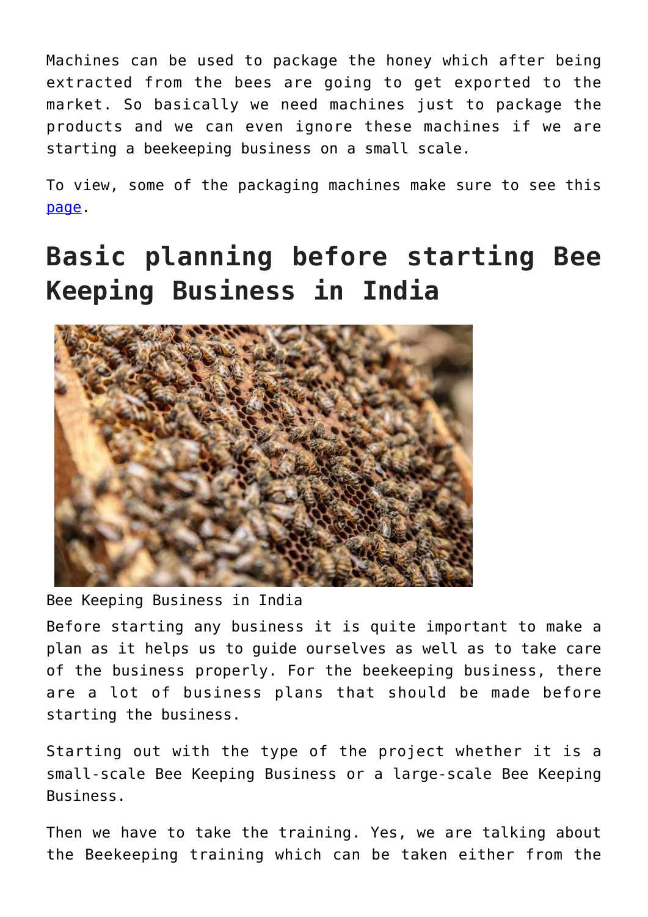Machines can be used to package the honey which after being extracted from the bees are going to get exported to the market. So basically we need machines just to package the products and we can even ignore these machines if we are starting a beekeeping business on a small scale.

To view, some of the packaging machines make sure to see this page.

## Basic planning before starting Bee Keeping Business in India

Bee Keeping Business in India

Before starting any business it is quite important to make a plan as it helps us to guide ourselves as well as to take care of the business properly. For the beekeeping business, there are a lot of business plans that should be made before starting the business.

Starting out with the type of the project whether it is a small-scale Bee Keeping Business or a large-scale Bee Keeping Business.

Then we have to take the training. Yes, we are talking about the Beekeeping training which can be taken either from the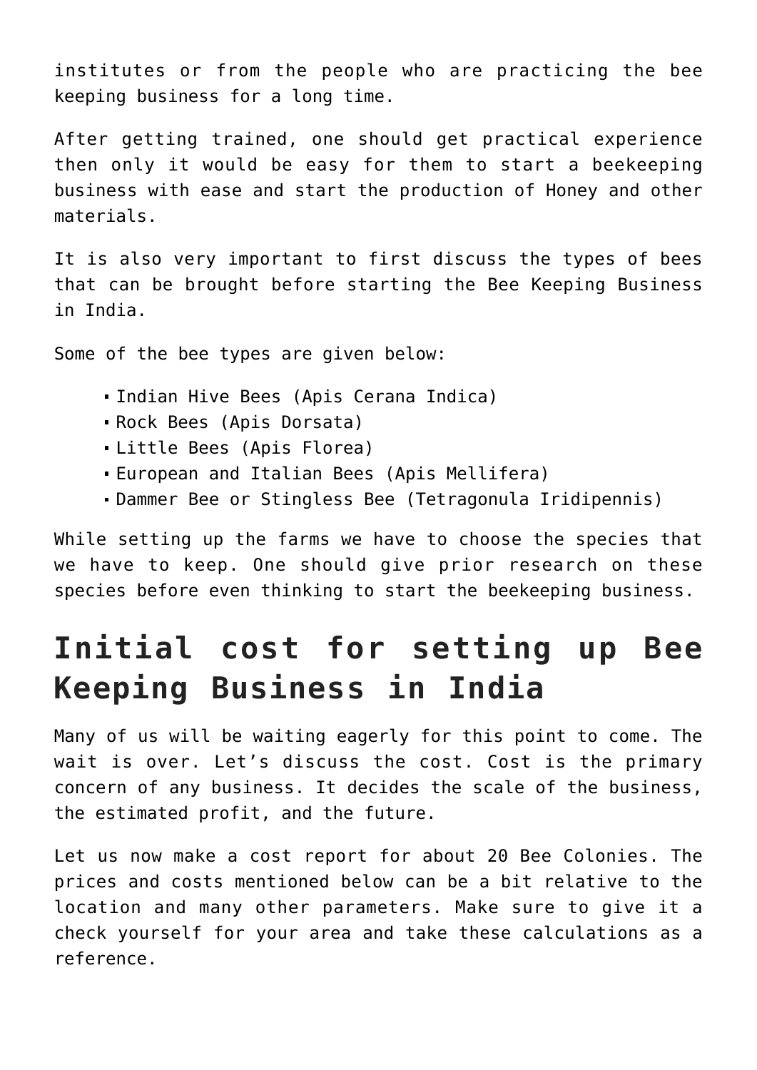institutes or from the people who are practicing the bee keeping business for a long time.

After getting trained, one should get practical experience then only it would be easy for them to start a beekeeping business with ease and start the production of Honey and other materials.

It is also very important to first discuss the types of bees that can be brought before starting the Bee Keeping Business in India.

Some of the bee types are given below:

- Indian Hive Bees (Apis Cerana Indica)
- Rock Bees (Apis Dorsata)
- Little Bees (Apis Florea)
- European and Italian Bees (Apis Mellifera)
- Dammer Bee or Stingless Bee (Tetragonula Iridipennis)

While setting up the farms we have to choose the species that we have to keep. One should give prior research on these species before even thinking to start the beekeeping business.

## Initial cost for setting up Bee Keeping Business in India

Many of us will be waiting eagerly for this point to come. The wait is over. Let's discuss the cost. Cost is the primary concern of any business. It decides the scale of the business, the estimated profit, and the future.

Let us now make a cost report for about 20 Bee Colonies. The prices and costs mentioned below can be a bit relative to the location and many other parameters. Make sure to give it a check yourself for your area and take these calculations as a reference.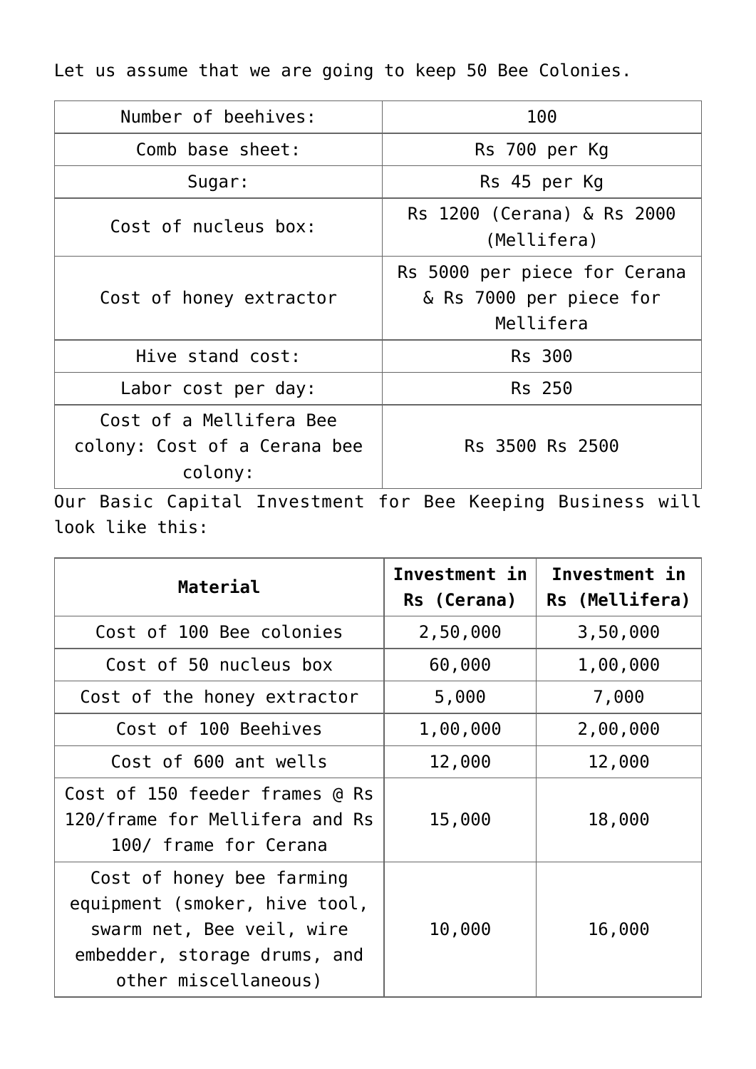Let us assume that we are going to keep 50 Bee Colonies.

| | |
|---|---|
| Number of beehives: | 100 |
| Comb base sheet: | Rs 700 per Kg |
| Sugar: | Rs 45 per Kg |
| Cost of nucleus box: | Rs 1200 (Cerana) & Rs 2000 (Mellifera) |
| Cost of honey extractor | Rs 5000 per piece for Cerana & Rs 7000 per piece for Mellifera |
| Hive stand cost: | Rs 300 |
| Labor cost per day: | Rs 250 |
| Cost of a Mellifera Bee colony: Cost of a Cerana bee colony: | Rs 3500 Rs 2500 |

Our Basic Capital Investment for Bee Keeping Business will look like this:

| Material | Investment in Rs (Cerana) | Investment in Rs (Mellifera) |
|---|---|---|
| Cost of 100 Bee colonies | 2,50,000 | 3,50,000 |
| Cost of 50 nucleus box | 60,000 | 1,00,000 |
| Cost of the honey extractor | 5,000 | 7,000 |
| Cost of 100 Beehives | 1,00,000 | 2,00,000 |
| Cost of 600 ant wells | 12,000 | 12,000 |
| Cost of 150 feeder frames @ Rs 120/frame for Mellifera and Rs 100/ frame for Cerana | 15,000 | 18,000 |
| Cost of honey bee farming equipment (smoker, hive tool, swarm net, Bee veil, wire embedder, storage drums, and other miscellaneous) | 10,000 | 16,000 |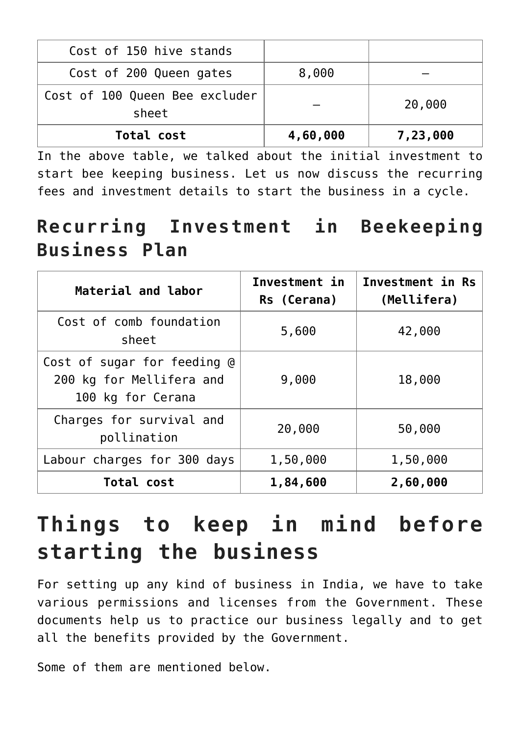| Cost of 150 hive stands | | |
|---|---|---|
| Cost of 200 Queen gates | 8,000 | – |
| Cost of 100 Queen Bee excluder sheet | – | 20,000 |
| **Total cost** | **4,60,000** | **7,23,000** |

In the above table, we talked about the initial investment to start bee keeping business. Let us now discuss the recurring fees and investment details to start the business in a cycle.

## Recurring Investment in Beekeeping Business Plan

| Material and labor | Investment in Rs (Cerana) | Investment in Rs (Mellifera) |
|---|---|---|
| Cost of comb foundation sheet | 5,600 | 42,000 |
| Cost of sugar for feeding @ 200 kg for Mellifera and 100 kg for Cerana | 9,000 | 18,000 |
| Charges for survival and pollination | 20,000 | 50,000 |
| Labour charges for 300 days | 1,50,000 | 1,50,000 |
| **Total cost** | **1,84,600** | **2,60,000** |

# Things to keep in mind before starting the business

For setting up any kind of business in India, we have to take various permissions and licenses from the Government. These documents help us to practice our business legally and to get all the benefits provided by the Government.

Some of them are mentioned below.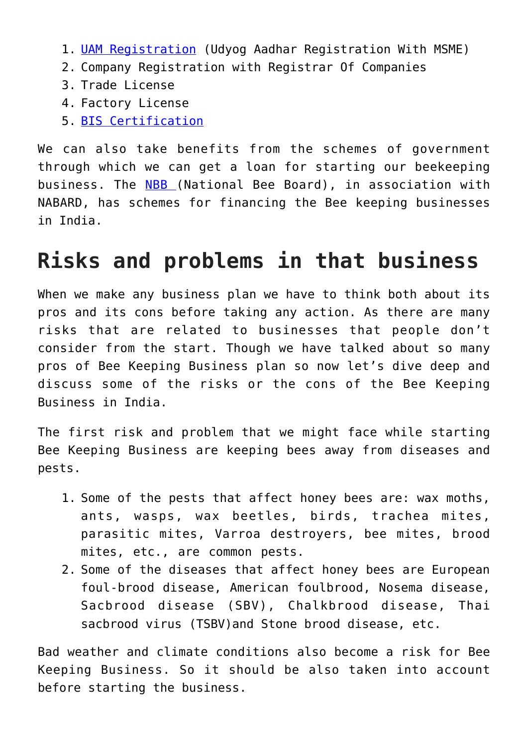1. UAM Registration (Udyog Aadhar Registration With MSME)
2. Company Registration with Registrar Of Companies
3. Trade License
4. Factory License
5. BIS Certification

We can also take benefits from the schemes of government through which we can get a loan for starting our beekeeping business. The NBB (National Bee Board), in association with NABARD, has schemes for financing the Bee keeping businesses in India.

## Risks and problems in that business

When we make any business plan we have to think both about its pros and its cons before taking any action. As there are many risks that are related to businesses that people don't consider from the start. Though we have talked about so many pros of Bee Keeping Business plan so now let's dive deep and discuss some of the risks or the cons of the Bee Keeping Business in India.

The first risk and problem that we might face while starting Bee Keeping Business are keeping bees away from diseases and pests.

1. Some of the pests that affect honey bees are: wax moths, ants, wasps, wax beetles, birds, trachea mites, parasitic mites, Varroa destroyers, bee mites, brood mites, etc., are common pests.
2. Some of the diseases that affect honey bees are European foul-brood disease, American foulbrood, Nosema disease, Sacbrood disease (SBV), Chalkbrood disease, Thai sacbrood virus (TSBV)and Stone brood disease, etc.

Bad weather and climate conditions also become a risk for Bee Keeping Business. So it should be also taken into account before starting the business.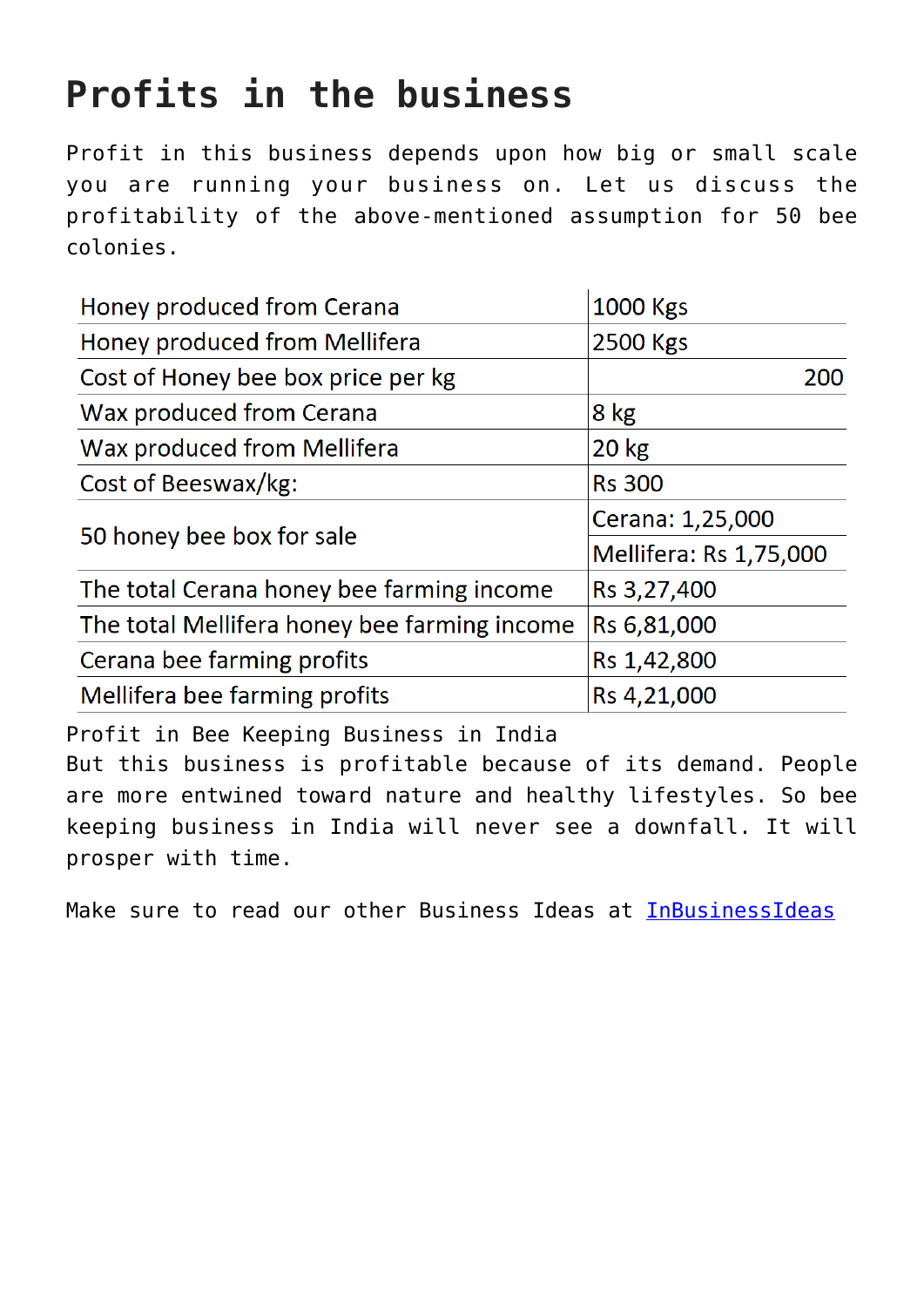# Profits in the business

Profit in this business depends upon how big or small scale you are running your business on. Let us discuss the profitability of the above-mentioned assumption for 50 bee colonies.

| | |
|---|---|
| Honey produced from Cerana | 1000 Kgs |
| Honey produced from Mellifera | 2500 Kgs |
| Cost of Honey bee box price per kg | 200 |
| Wax produced from Cerana | 8 kg |
| Wax produced from Mellifera | 20 kg |
| Cost of Beeswax/kg: | Rs 300 |
| 50 honey bee box for sale | Cerana: 1,25,000 |
| | Mellifera: Rs 1,75,000 |
| The total Cerana honey bee farming income | Rs 3,27,400 |
| The total Mellifera honey bee farming income | Rs 6,81,000 |
| Cerana bee farming profits | Rs 1,42,800 |
| Mellifera bee farming profits | Rs 4,21,000 |

Profit in Bee Keeping Business in India

But this business is profitable because of its demand. People are more entwined toward nature and healthy lifestyles. So bee keeping business in India will never see a downfall. It will prosper with time.

Make sure to read our other Business Ideas at [InBusinessIdeas]